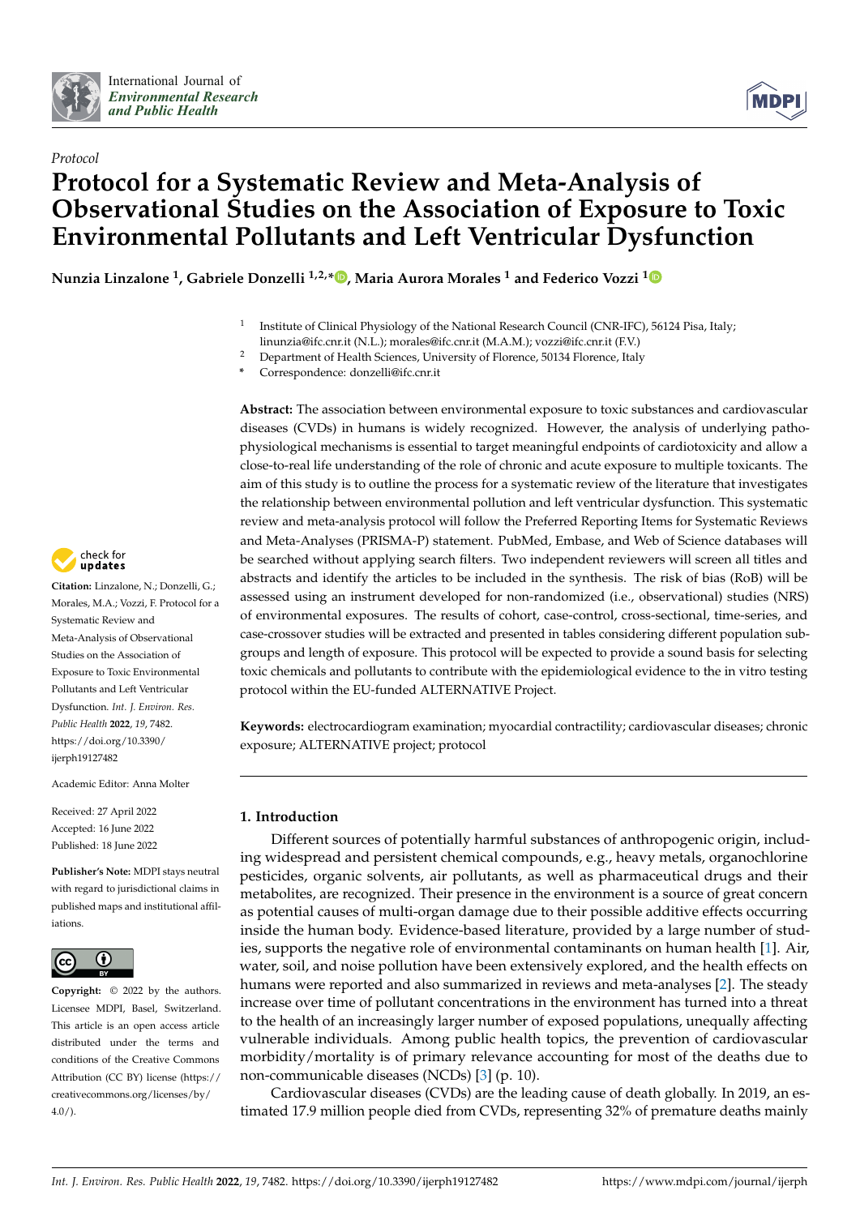*Protocol*

# Protocol for a Systematic Review and Meta-Analysis of Observational Studies on the Association of Exposure to Toxic Environmental Pollutants and Left Ventricular Dysfunction

**Nunzia Linzalone [1], Gabriele Donzelli [1,2,*], Maria Aurora Morales [1] and Federico Vozzi [1]**

[1] Institute of Clinical Physiology of the National Research Council (CNR-IFC), 56124 Pisa, Italy; linunzia@ifc.cnr.it (N.L.); morales@ifc.cnr.it (M.A.M.); vozzi@ifc.cnr.it (F.V.)

[2] Department of Health Sciences, University of Florence, 50134 Florence, Italy

[*] Correspondence: donzelli@ifc.cnr.it

**Citation:** Linzalone, N.; Donzelli, G.; Morales, M.A.; Vozzi, F. Protocol for a Systematic Review and Meta-Analysis of Observational Studies on the Association of Exposure to Toxic Environmental Pollutants and Left Ventricular Dysfunction. *Int. J. Environ. Res. Public Health* **2022**, *19*, 7482. https://doi.org/10.3390/ijerph19127482

Academic Editor: Anna Molter

Received: 27 April 2022
Accepted: 16 June 2022
Published: 18 June 2022

**Publisher's Note:** MDPI stays neutral with regard to jurisdictional claims in published maps and institutional affiliations.

**Copyright:** © 2022 by the authors. Licensee MDPI, Basel, Switzerland. This article is an open access article distributed under the terms and conditions of the Creative Commons Attribution (CC BY) license (https://creativecommons.org/licenses/by/4.0/).

**Abstract:** The association between environmental exposure to toxic substances and cardiovascular diseases (CVDs) in humans is widely recognized. However, the analysis of underlying pathophysiological mechanisms is essential to target meaningful endpoints of cardiotoxicity and allow a close-to-real life understanding of the role of chronic and acute exposure to multiple toxicants. The aim of this study is to outline the process for a systematic review of the literature that investigates the relationship between environmental pollution and left ventricular dysfunction. This systematic review and meta-analysis protocol will follow the Preferred Reporting Items for Systematic Reviews and Meta-Analyses (PRISMA-P) statement. PubMed, Embase, and Web of Science databases will be searched without applying search filters. Two independent reviewers will screen all titles and abstracts and identify the articles to be included in the synthesis. The risk of bias (RoB) will be assessed using an instrument developed for non-randomized (i.e., observational) studies (NRS) of environmental exposures. The results of cohort, case-control, cross-sectional, time-series, and case-crossover studies will be extracted and presented in tables considering different population subgroups and length of exposure. This protocol will be expected to provide a sound basis for selecting toxic chemicals and pollutants to contribute with the epidemiological evidence to the in vitro testing protocol within the EU-funded ALTERNATIVE Project.

**Keywords:** electrocardiogram examination; myocardial contractility; cardiovascular diseases; chronic exposure; ALTERNATIVE project; protocol

## 1. Introduction

Different sources of potentially harmful substances of anthropogenic origin, including widespread and persistent chemical compounds, e.g., heavy metals, organochlorine pesticides, organic solvents, air pollutants, as well as pharmaceutical drugs and their metabolites, are recognized. Their presence in the environment is a source of great concern as potential causes of multi-organ damage due to their possible additive effects occurring inside the human body. Evidence-based literature, provided by a large number of studies, supports the negative role of environmental contaminants on human health [1]. Air, water, soil, and noise pollution have been extensively explored, and the health effects on humans were reported and also summarized in reviews and meta-analyses [2]. The steady increase over time of pollutant concentrations in the environment has turned into a threat to the health of an increasingly larger number of exposed populations, unequally affecting vulnerable individuals. Among public health topics, the prevention of cardiovascular morbidity/mortality is of primary relevance accounting for most of the deaths due to non-communicable diseases (NCDs) [3] (p. 10).

Cardiovascular diseases (CVDs) are the leading cause of death globally. In 2019, an estimated 17.9 million people died from CVDs, representing 32% of premature deaths mainly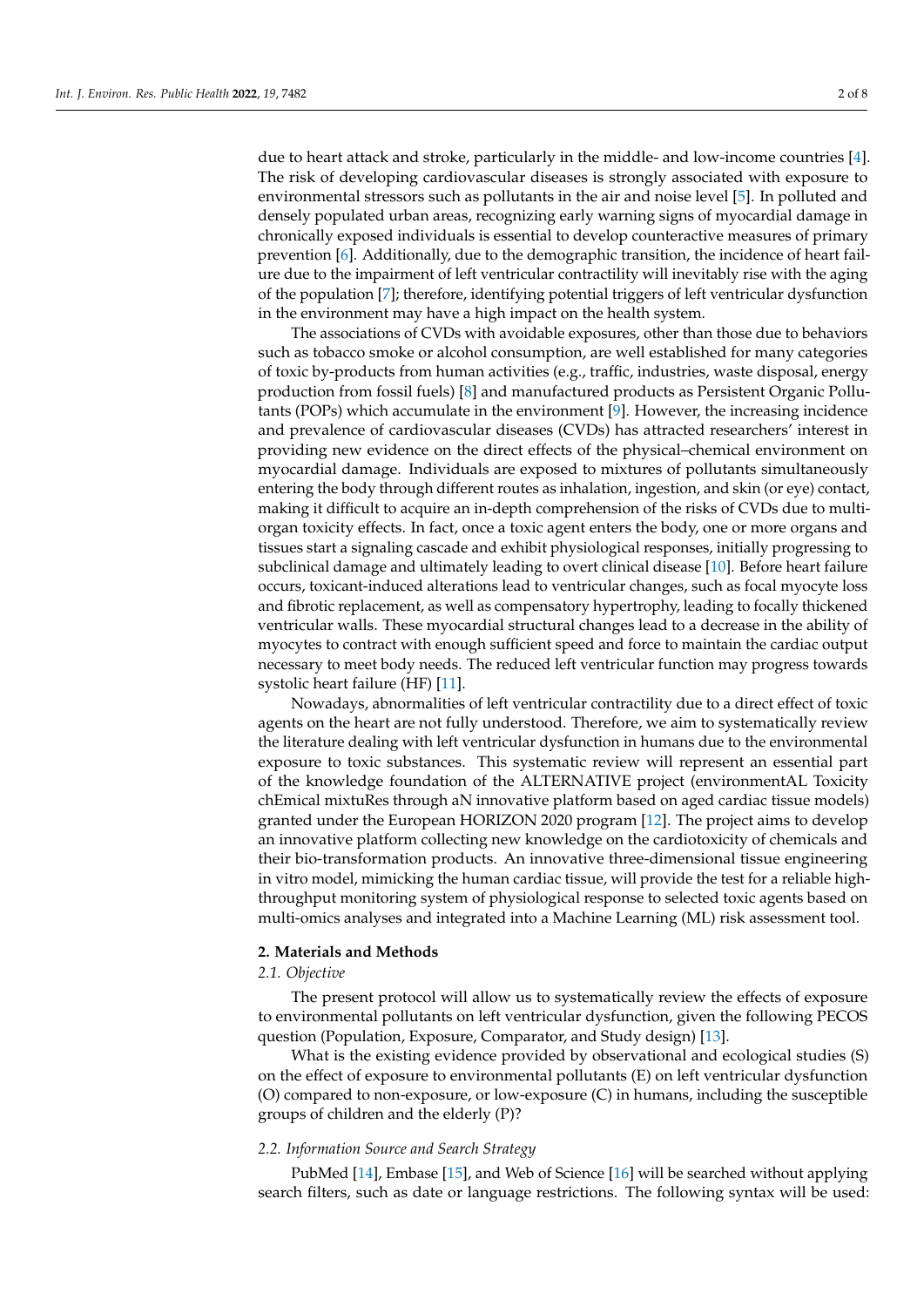due to heart attack and stroke, particularly in the middle- and low-income countries [4]. The risk of developing cardiovascular diseases is strongly associated with exposure to environmental stressors such as pollutants in the air and noise level [5]. In polluted and densely populated urban areas, recognizing early warning signs of myocardial damage in chronically exposed individuals is essential to develop counteractive measures of primary prevention [6]. Additionally, due to the demographic transition, the incidence of heart failure due to the impairment of left ventricular contractility will inevitably rise with the aging of the population [7]; therefore, identifying potential triggers of left ventricular dysfunction in the environment may have a high impact on the health system.

The associations of CVDs with avoidable exposures, other than those due to behaviors such as tobacco smoke or alcohol consumption, are well established for many categories of toxic by-products from human activities (e.g., traffic, industries, waste disposal, energy production from fossil fuels) [8] and manufactured products as Persistent Organic Pollutants (POPs) which accumulate in the environment [9]. However, the increasing incidence and prevalence of cardiovascular diseases (CVDs) has attracted researchers' interest in providing new evidence on the direct effects of the physical–chemical environment on myocardial damage. Individuals are exposed to mixtures of pollutants simultaneously entering the body through different routes as inhalation, ingestion, and skin (or eye) contact, making it difficult to acquire an in-depth comprehension of the risks of CVDs due to multi-organ toxicity effects. In fact, once a toxic agent enters the body, one or more organs and tissues start a signaling cascade and exhibit physiological responses, initially progressing to subclinical damage and ultimately leading to overt clinical disease [10]. Before heart failure occurs, toxicant-induced alterations lead to ventricular changes, such as focal myocyte loss and fibrotic replacement, as well as compensatory hypertrophy, leading to focally thickened ventricular walls. These myocardial structural changes lead to a decrease in the ability of myocytes to contract with enough sufficient speed and force to maintain the cardiac output necessary to meet body needs. The reduced left ventricular function may progress towards systolic heart failure (HF) [11].

Nowadays, abnormalities of left ventricular contractility due to a direct effect of toxic agents on the heart are not fully understood. Therefore, we aim to systematically review the literature dealing with left ventricular dysfunction in humans due to the environmental exposure to toxic substances. This systematic review will represent an essential part of the knowledge foundation of the ALTERNATIVE project (environmentAL Toxicity chEmical mixtuRes through aN innovative platform based on aged cardiac tissue models) granted under the European HORIZON 2020 program [12]. The project aims to develop an innovative platform collecting new knowledge on the cardiotoxicity of chemicals and their bio-transformation products. An innovative three-dimensional tissue engineering in vitro model, mimicking the human cardiac tissue, will provide the test for a reliable high-throughput monitoring system of physiological response to selected toxic agents based on multi-omics analyses and integrated into a Machine Learning (ML) risk assessment tool.

## 2. Materials and Methods

### *2.1. Objective*

The present protocol will allow us to systematically review the effects of exposure to environmental pollutants on left ventricular dysfunction, given the following PECOS question (Population, Exposure, Comparator, and Study design) [13].

What is the existing evidence provided by observational and ecological studies (S) on the effect of exposure to environmental pollutants (E) on left ventricular dysfunction (O) compared to non-exposure, or low-exposure (C) in humans, including the susceptible groups of children and the elderly (P)?

### *2.2. Information Source and Search Strategy*

PubMed [14], Embase [15], and Web of Science [16] will be searched without applying search filters, such as date or language restrictions. The following syntax will be used: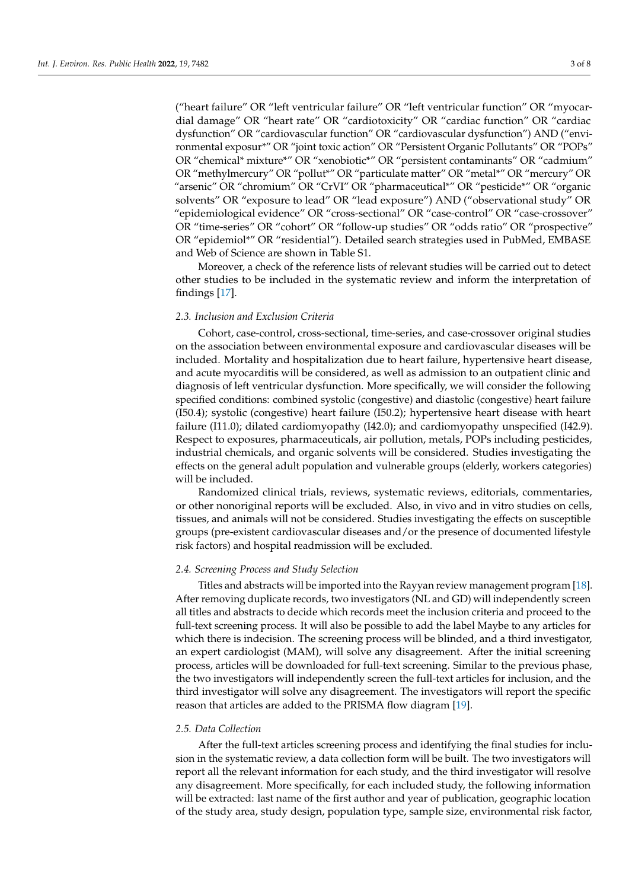("heart failure" OR "left ventricular failure" OR "left ventricular function" OR "myocardial damage" OR "heart rate" OR "cardiotoxicity" OR "cardiac function" OR "cardiac dysfunction" OR "cardiovascular function" OR "cardiovascular dysfunction") AND ("environmental exposur*" OR "joint toxic action" OR "Persistent Organic Pollutants" OR "POPs" OR "chemical* mixture*" OR "xenobiotic*" OR "persistent contaminants" OR "cadmium" OR "methylmercury" OR "pollut*" OR "particulate matter" OR "metal*" OR "mercury" OR "arsenic" OR "chromium" OR "CrVI" OR "pharmaceutical*" OR "pesticide*" OR "organic solvents" OR "exposure to lead" OR "lead exposure") AND ("observational study" OR "epidemiological evidence" OR "cross-sectional" OR "case-control" OR "case-crossover" OR "time-series" OR "cohort" OR "follow-up studies" OR "odds ratio" OR "prospective" OR "epidemiol*" OR "residential"). Detailed search strategies used in PubMed, EMBASE and Web of Science are shown in Table S1.

Moreover, a check of the reference lists of relevant studies will be carried out to detect other studies to be included in the systematic review and inform the interpretation of findings [17].

### *2.3. Inclusion and Exclusion Criteria*

Cohort, case-control, cross-sectional, time-series, and case-crossover original studies on the association between environmental exposure and cardiovascular diseases will be included. Mortality and hospitalization due to heart failure, hypertensive heart disease, and acute myocarditis will be considered, as well as admission to an outpatient clinic and diagnosis of left ventricular dysfunction. More specifically, we will consider the following specified conditions: combined systolic (congestive) and diastolic (congestive) heart failure (I50.4); systolic (congestive) heart failure (I50.2); hypertensive heart disease with heart failure (I11.0); dilated cardiomyopathy (I42.0); and cardiomyopathy unspecified (I42.9). Respect to exposures, pharmaceuticals, air pollution, metals, POPs including pesticides, industrial chemicals, and organic solvents will be considered. Studies investigating the effects on the general adult population and vulnerable groups (elderly, workers categories) will be included.

Randomized clinical trials, reviews, systematic reviews, editorials, commentaries, or other nonoriginal reports will be excluded. Also, in vivo and in vitro studies on cells, tissues, and animals will not be considered. Studies investigating the effects on susceptible groups (pre-existent cardiovascular diseases and/or the presence of documented lifestyle risk factors) and hospital readmission will be excluded.

### *2.4. Screening Process and Study Selection*

Titles and abstracts will be imported into the Rayyan review management program [18]. After removing duplicate records, two investigators (NL and GD) will independently screen all titles and abstracts to decide which records meet the inclusion criteria and proceed to the full-text screening process. It will also be possible to add the label Maybe to any articles for which there is indecision. The screening process will be blinded, and a third investigator, an expert cardiologist (MAM), will solve any disagreement. After the initial screening process, articles will be downloaded for full-text screening. Similar to the previous phase, the two investigators will independently screen the full-text articles for inclusion, and the third investigator will solve any disagreement. The investigators will report the specific reason that articles are added to the PRISMA flow diagram [19].

### *2.5. Data Collection*

After the full-text articles screening process and identifying the final studies for inclusion in the systematic review, a data collection form will be built. The two investigators will report all the relevant information for each study, and the third investigator will resolve any disagreement. More specifically, for each included study, the following information will be extracted: last name of the first author and year of publication, geographic location of the study area, study design, population type, sample size, environmental risk factor,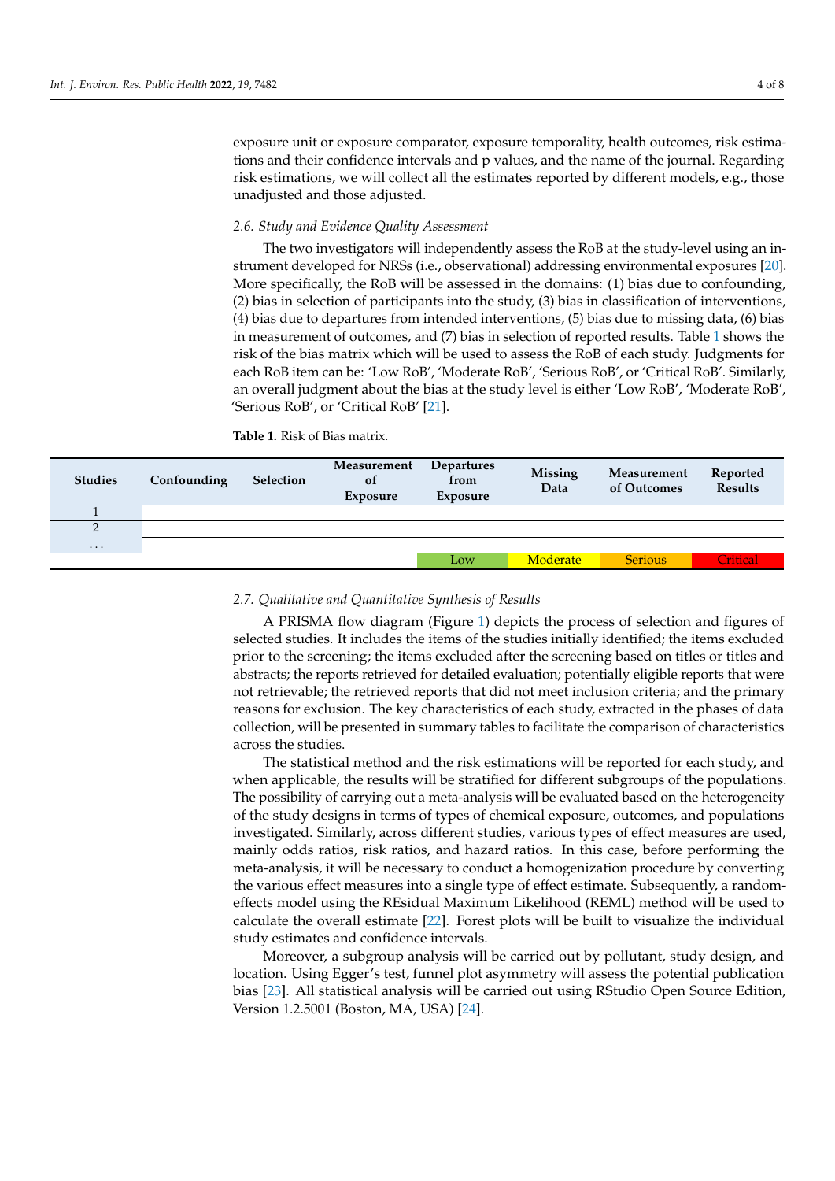exposure unit or exposure comparator, exposure temporality, health outcomes, risk estimations and their confidence intervals and p values, and the name of the journal. Regarding risk estimations, we will collect all the estimates reported by different models, e.g., those unadjusted and those adjusted.

### 2.6. Study and Evidence Quality Assessment

The two investigators will independently assess the RoB at the study-level using an instrument developed for NRSs (i.e., observational) addressing environmental exposures [20]. More specifically, the RoB will be assessed in the domains: (1) bias due to confounding, (2) bias in selection of participants into the study, (3) bias in classification of interventions, (4) bias due to departures from intended interventions, (5) bias due to missing data, (6) bias in measurement of outcomes, and (7) bias in selection of reported results. Table 1 shows the risk of the bias matrix which will be used to assess the RoB of each study. Judgments for each RoB item can be: 'Low RoB', 'Moderate RoB', 'Serious RoB', or 'Critical RoB'. Similarly, an overall judgment about the bias at the study level is either 'Low RoB', 'Moderate RoB', 'Serious RoB', or 'Critical RoB' [21].

**Table 1.** Risk of Bias matrix.

| Studies | Confounding | Selection | Measurement of Exposure | Departures from Exposure | Missing Data | Measurement of Outcomes | Reported Results |
|---|---|---|---|---|---|---|---|
| 1 | | | | | | | |
| 2 | | | | | | | |
| ... | | | | | | | |
| | | | | Low | Moderate | Serious | Critical |

### 2.7. Qualitative and Quantitative Synthesis of Results

A PRISMA flow diagram (Figure 1) depicts the process of selection and figures of selected studies. It includes the items of the studies initially identified; the items excluded prior to the screening; the items excluded after the screening based on titles or titles and abstracts; the reports retrieved for detailed evaluation; potentially eligible reports that were not retrievable; the retrieved reports that did not meet inclusion criteria; and the primary reasons for exclusion. The key characteristics of each study, extracted in the phases of data collection, will be presented in summary tables to facilitate the comparison of characteristics across the studies.

The statistical method and the risk estimations will be reported for each study, and when applicable, the results will be stratified for different subgroups of the populations. The possibility of carrying out a meta-analysis will be evaluated based on the heterogeneity of the study designs in terms of types of chemical exposure, outcomes, and populations investigated. Similarly, across different studies, various types of effect measures are used, mainly odds ratios, risk ratios, and hazard ratios. In this case, before performing the meta-analysis, it will be necessary to conduct a homogenization procedure by converting the various effect measures into a single type of effect estimate. Subsequently, a random-effects model using the REsidual Maximum Likelihood (REML) method will be used to calculate the overall estimate [22]. Forest plots will be built to visualize the individual study estimates and confidence intervals.

Moreover, a subgroup analysis will be carried out by pollutant, study design, and location. Using Egger's test, funnel plot asymmetry will assess the potential publication bias [23]. All statistical analysis will be carried out using RStudio Open Source Edition, Version 1.2.5001 (Boston, MA, USA) [24].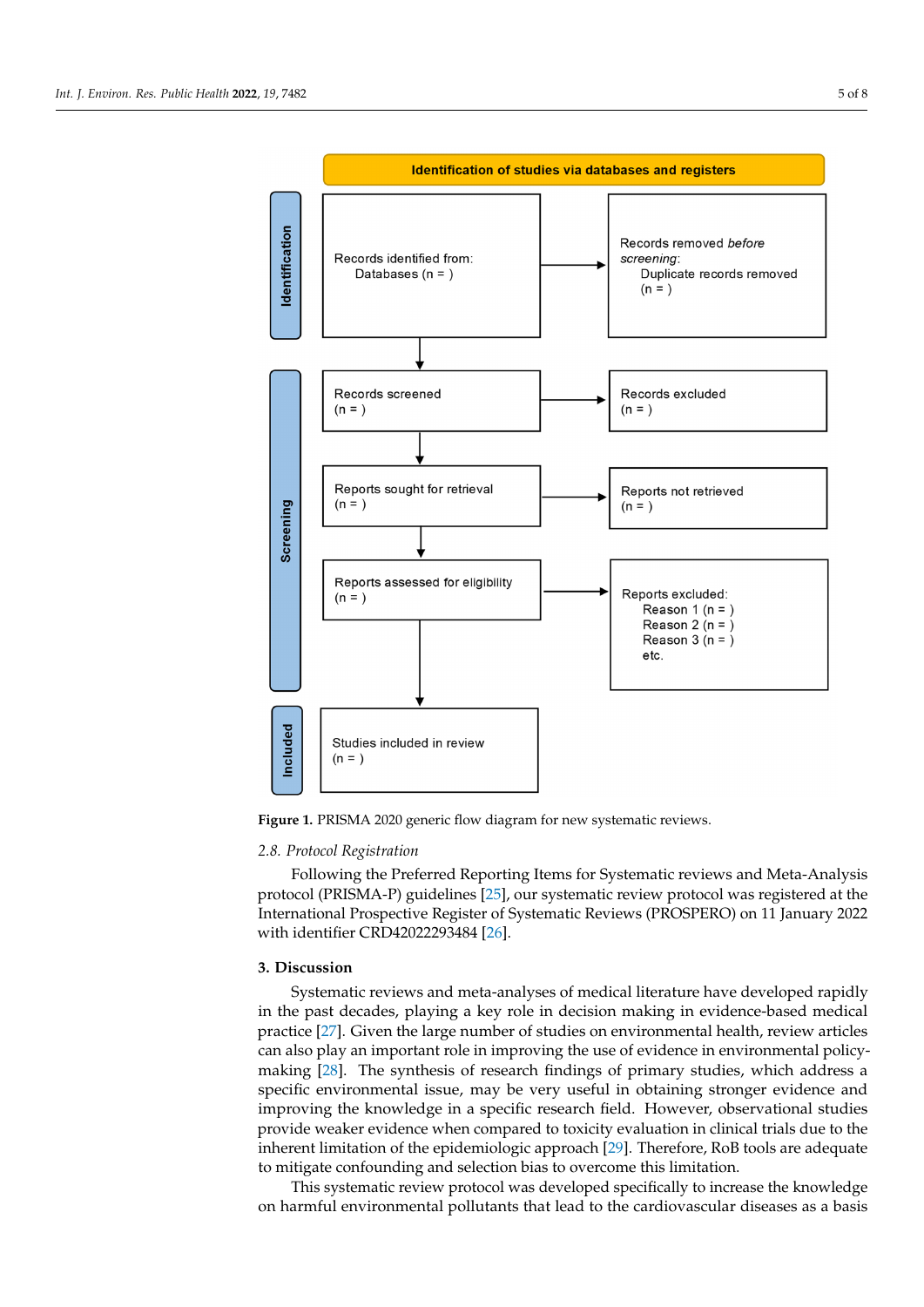**Identification of studies via databases and registers**

| | | |
|---|---|---|
| **Identification** | Records identified from: Databases (n = ) | Records removed *before screening*: Duplicate records removed (n = ) |
| **Screening** | Records screened (n = ) | Records excluded (n = ) |
| | Reports sought for retrieval (n = ) | Reports not retrieved (n = ) |
| | Reports assessed for eligibility (n = ) | Reports excluded: Reason 1 (n = ) Reason 2 (n = ) Reason 3 (n = ) etc. |
| **Included** | Studies included in review (n = ) | |

**Figure 1.** PRISMA 2020 generic flow diagram for new systematic reviews.

### *2.8. Protocol Registration*

Following the Preferred Reporting Items for Systematic reviews and Meta-Analysis protocol (PRISMA-P) guidelines [25], our systematic review protocol was registered at the International Prospective Register of Systematic Reviews (PROSPERO) on 11 January 2022 with identifier CRD42022293484 [26].

## 3. Discussion

Systematic reviews and meta-analyses of medical literature have developed rapidly in the past decades, playing a key role in decision making in evidence-based medical practice [27]. Given the large number of studies on environmental health, review articles can also play an important role in improving the use of evidence in environmental policy-making [28]. The synthesis of research findings of primary studies, which address a specific environmental issue, may be very useful in obtaining stronger evidence and improving the knowledge in a specific research field. However, observational studies provide weaker evidence when compared to toxicity evaluation in clinical trials due to the inherent limitation of the epidemiologic approach [29]. Therefore, RoB tools are adequate to mitigate confounding and selection bias to overcome this limitation.

This systematic review protocol was developed specifically to increase the knowledge on harmful environmental pollutants that lead to the cardiovascular diseases as a basis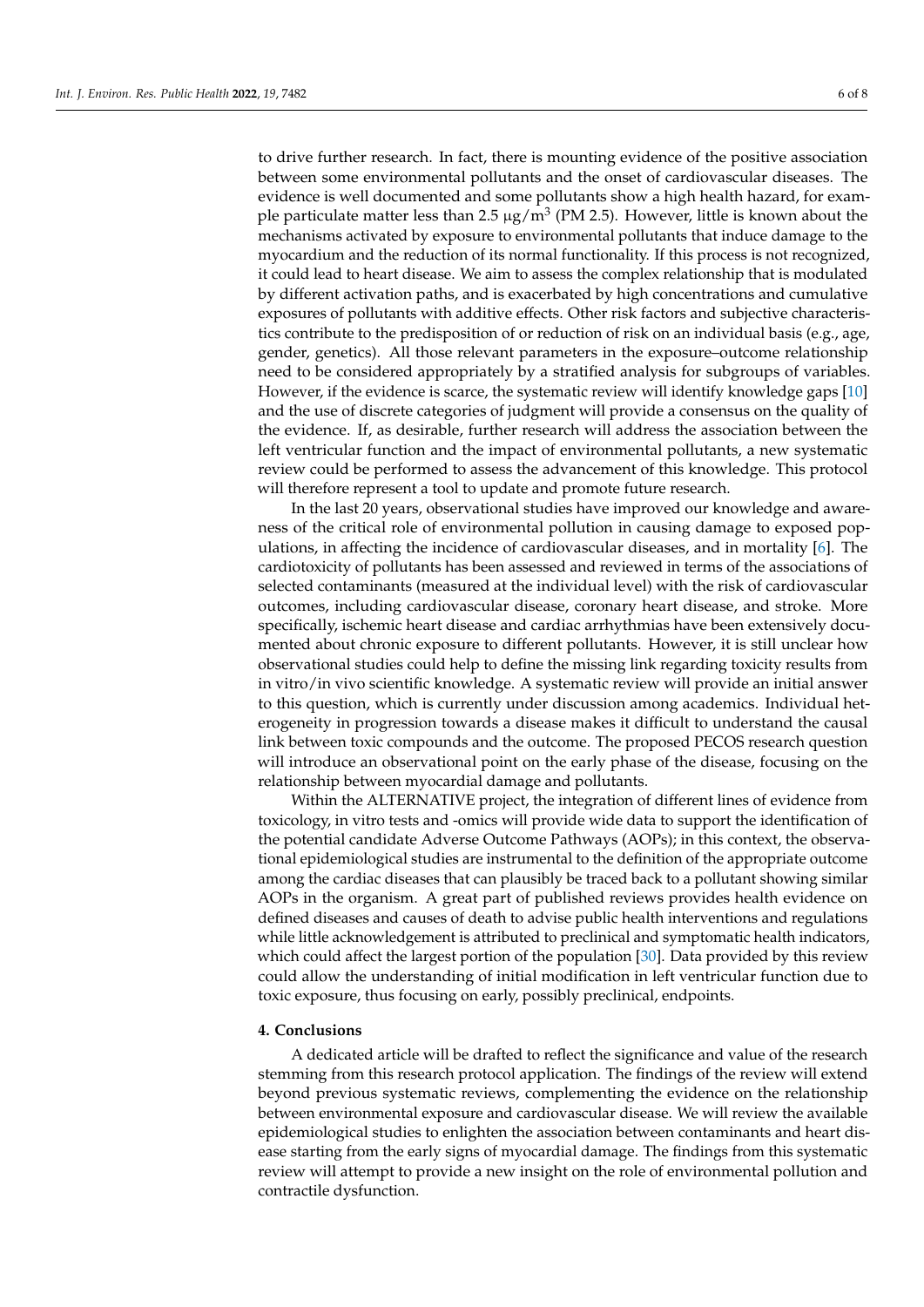to drive further research. In fact, there is mounting evidence of the positive association between some environmental pollutants and the onset of cardiovascular diseases. The evidence is well documented and some pollutants show a high health hazard, for example particulate matter less than 2.5 µg/$m^3$ (PM 2.5). However, little is known about the mechanisms activated by exposure to environmental pollutants that induce damage to the myocardium and the reduction of its normal functionality. If this process is not recognized, it could lead to heart disease. We aim to assess the complex relationship that is modulated by different activation paths, and is exacerbated by high concentrations and cumulative exposures of pollutants with additive effects. Other risk factors and subjective characteristics contribute to the predisposition of or reduction of risk on an individual basis (e.g., age, gender, genetics). All those relevant parameters in the exposure–outcome relationship need to be considered appropriately by a stratified analysis for subgroups of variables. However, if the evidence is scarce, the systematic review will identify knowledge gaps [10] and the use of discrete categories of judgment will provide a consensus on the quality of the evidence. If, as desirable, further research will address the association between the left ventricular function and the impact of environmental pollutants, a new systematic review could be performed to assess the advancement of this knowledge. This protocol will therefore represent a tool to update and promote future research.

In the last 20 years, observational studies have improved our knowledge and awareness of the critical role of environmental pollution in causing damage to exposed populations, in affecting the incidence of cardiovascular diseases, and in mortality [6]. The cardiotoxicity of pollutants has been assessed and reviewed in terms of the associations of selected contaminants (measured at the individual level) with the risk of cardiovascular outcomes, including cardiovascular disease, coronary heart disease, and stroke. More specifically, ischemic heart disease and cardiac arrhythmias have been extensively documented about chronic exposure to different pollutants. However, it is still unclear how observational studies could help to define the missing link regarding toxicity results from in vitro/in vivo scientific knowledge. A systematic review will provide an initial answer to this question, which is currently under discussion among academics. Individual heterogeneity in progression towards a disease makes it difficult to understand the causal link between toxic compounds and the outcome. The proposed PECOS research question will introduce an observational point on the early phase of the disease, focusing on the relationship between myocardial damage and pollutants.

Within the ALTERNATIVE project, the integration of different lines of evidence from toxicology, in vitro tests and -omics will provide wide data to support the identification of the potential candidate Adverse Outcome Pathways (AOPs); in this context, the observational epidemiological studies are instrumental to the definition of the appropriate outcome among the cardiac diseases that can plausibly be traced back to a pollutant showing similar AOPs in the organism. A great part of published reviews provides health evidence on defined diseases and causes of death to advise public health interventions and regulations while little acknowledgement is attributed to preclinical and symptomatic health indicators, which could affect the largest portion of the population [30]. Data provided by this review could allow the understanding of initial modification in left ventricular function due to toxic exposure, thus focusing on early, possibly preclinical, endpoints.

## 4. Conclusions

A dedicated article will be drafted to reflect the significance and value of the research stemming from this research protocol application. The findings of the review will extend beyond previous systematic reviews, complementing the evidence on the relationship between environmental exposure and cardiovascular disease. We will review the available epidemiological studies to enlighten the association between contaminants and heart disease starting from the early signs of myocardial damage. The findings from this systematic review will attempt to provide a new insight on the role of environmental pollution and contractile dysfunction.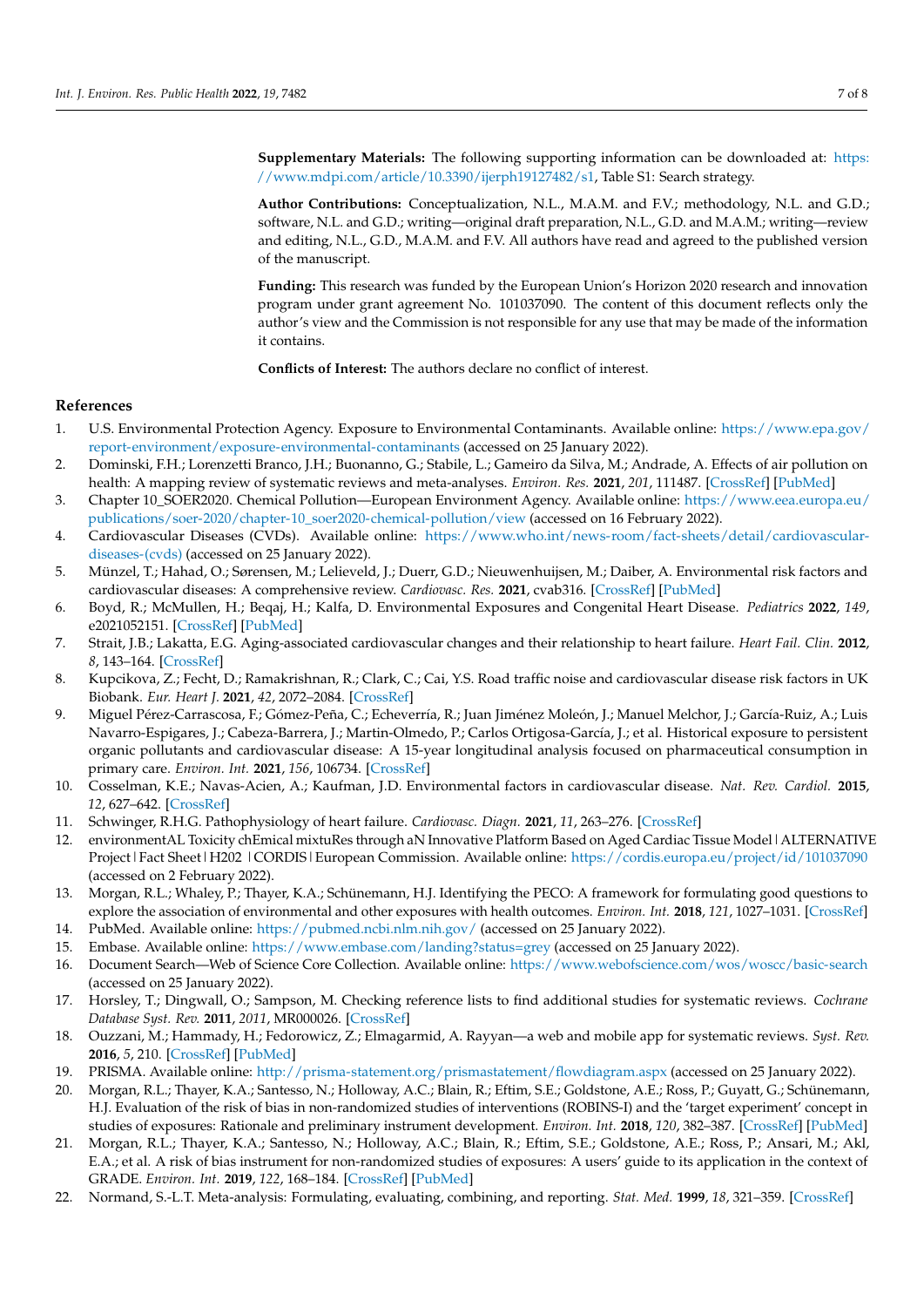**Supplementary Materials:** The following supporting information can be downloaded at: https://www.mdpi.com/article/10.3390/ijerph19127482/s1, Table S1: Search strategy.

**Author Contributions:** Conceptualization, N.L., M.A.M. and F.V.; methodology, N.L. and G.D.; software, N.L. and G.D.; writing—original draft preparation, N.L., G.D. and M.A.M.; writing—review and editing, N.L., G.D., M.A.M. and F.V. All authors have read and agreed to the published version of the manuscript.

**Funding:** This research was funded by the European Union's Horizon 2020 research and innovation program under grant agreement No. 101037090. The content of this document reflects only the author's view and the Commission is not responsible for any use that may be made of the information it contains.

**Conflicts of Interest:** The authors declare no conflict of interest.

## References

1. U.S. Environmental Protection Agency. Exposure to Environmental Contaminants. Available online: https://www.epa.gov/report-environment/exposure-environmental-contaminants (accessed on 25 January 2022).
2. Dominski, F.H.; Lorenzetti Branco, J.H.; Buonanno, G.; Stabile, L.; Gameiro da Silva, M.; Andrade, A. Effects of air pollution on health: A mapping review of systematic reviews and meta-analyses. *Environ. Res.* **2021**, *201*, 111487. [CrossRef] [PubMed]
3. Chapter 10_SOER2020. Chemical Pollution—European Environment Agency. Available online: https://www.eea.europa.eu/publications/soer-2020/chapter-10_soer2020-chemical-pollution/view (accessed on 16 February 2022).
4. Cardiovascular Diseases (CVDs). Available online: https://www.who.int/news-room/fact-sheets/detail/cardiovascular-diseases-(cvds) (accessed on 25 January 2022).
5. Münzel, T.; Hahad, O.; Sørensen, M.; Lelieveld, J.; Duerr, G.D.; Nieuwenhuijsen, M.; Daiber, A. Environmental risk factors and cardiovascular diseases: A comprehensive review. *Cardiovasc. Res.* **2021**, cvab316. [CrossRef] [PubMed]
6. Boyd, R.; McMullen, H.; Beqaj, H.; Kalfa, D. Environmental Exposures and Congenital Heart Disease. *Pediatrics* **2022**, *149*, e2021052151. [CrossRef] [PubMed]
7. Strait, J.B.; Lakatta, E.G. Aging-associated cardiovascular changes and their relationship to heart failure. *Heart Fail. Clin.* **2012**, *8*, 143–164. [CrossRef]
8. Kupcikova, Z.; Fecht, D.; Ramakrishnan, R.; Clark, C.; Cai, Y.S. Road traffic noise and cardiovascular disease risk factors in UK Biobank. *Eur. Heart J.* **2021**, *42*, 2072–2084. [CrossRef]
9. Miguel Pérez-Carrascosa, F.; Gómez-Peña, C.; Echeverría, R.; Juan Jiménez Moleón, J.; Manuel Melchor, J.; García-Ruiz, A.; Luis Navarro-Espigares, J.; Cabeza-Barrera, J.; Martin-Olmedo, P.; Carlos Ortigosa-García, J.; et al. Historical exposure to persistent organic pollutants and cardiovascular disease: A 15-year longitudinal analysis focused on pharmaceutical consumption in primary care. *Environ. Int.* **2021**, *156*, 106734. [CrossRef]
10. Cosselman, K.E.; Navas-Acien, A.; Kaufman, J.D. Environmental factors in cardiovascular disease. *Nat. Rev. Cardiol.* **2015**, *12*, 627–642. [CrossRef]
11. Schwinger, R.H.G. Pathophysiology of heart failure. *Cardiovasc. Diagn.* **2021**, *11*, 263–276. [CrossRef]
12. environmentAL Toxicity chEmical mixtuRes through aN Innovative Platform Based on Aged Cardiac Tissue Model | ALTERNATIVE Project | Fact Sheet | H202 | CORDIS | European Commission. Available online: https://cordis.europa.eu/project/id/101037090 (accessed on 2 February 2022).
13. Morgan, R.L.; Whaley, P.; Thayer, K.A.; Schünemann, H.J. Identifying the PECO: A framework for formulating good questions to explore the association of environmental and other exposures with health outcomes. *Environ. Int.* **2018**, *121*, 1027–1031. [CrossRef]
14. PubMed. Available online: https://pubmed.ncbi.nlm.nih.gov/ (accessed on 25 January 2022).
15. Embase. Available online: https://www.embase.com/landing?status=grey (accessed on 25 January 2022).
16. Document Search—Web of Science Core Collection. Available online: https://www.webofscience.com/wos/woscc/basic-search (accessed on 25 January 2022).
17. Horsley, T.; Dingwall, O.; Sampson, M. Checking reference lists to find additional studies for systematic reviews. *Cochrane Database Syst. Rev.* **2011**, *2011*, MR000026. [CrossRef]
18. Ouzzani, M.; Hammady, H.; Fedorowicz, Z.; Elmagarmid, A. Rayyan—a web and mobile app for systematic reviews. *Syst. Rev.* **2016**, *5*, 210. [CrossRef] [PubMed]
19. PRISMA. Available online: http://prisma-statement.org/prismastatement/flowdiagram.aspx (accessed on 25 January 2022).
20. Morgan, R.L.; Thayer, K.A.; Santesso, N.; Holloway, A.C.; Blain, R.; Eftim, S.E.; Goldstone, A.E.; Ross, P.; Guyatt, G.; Schünemann, H.J. Evaluation of the risk of bias in non-randomized studies of interventions (ROBINS-I) and the 'target experiment' concept in studies of exposures: Rationale and preliminary instrument development. *Environ. Int.* **2018**, *120*, 382–387. [CrossRef] [PubMed]
21. Morgan, R.L.; Thayer, K.A.; Santesso, N.; Holloway, A.C.; Blain, R.; Eftim, S.E.; Goldstone, A.E.; Ross, P.; Ansari, M.; Akl, E.A.; et al. A risk of bias instrument for non-randomized studies of exposures: A users' guide to its application in the context of GRADE. *Environ. Int.* **2019**, *122*, 168–184. [CrossRef] [PubMed]
22. Normand, S.-L.T. Meta-analysis: Formulating, evaluating, combining, and reporting. *Stat. Med.* **1999**, *18*, 321–359. [CrossRef]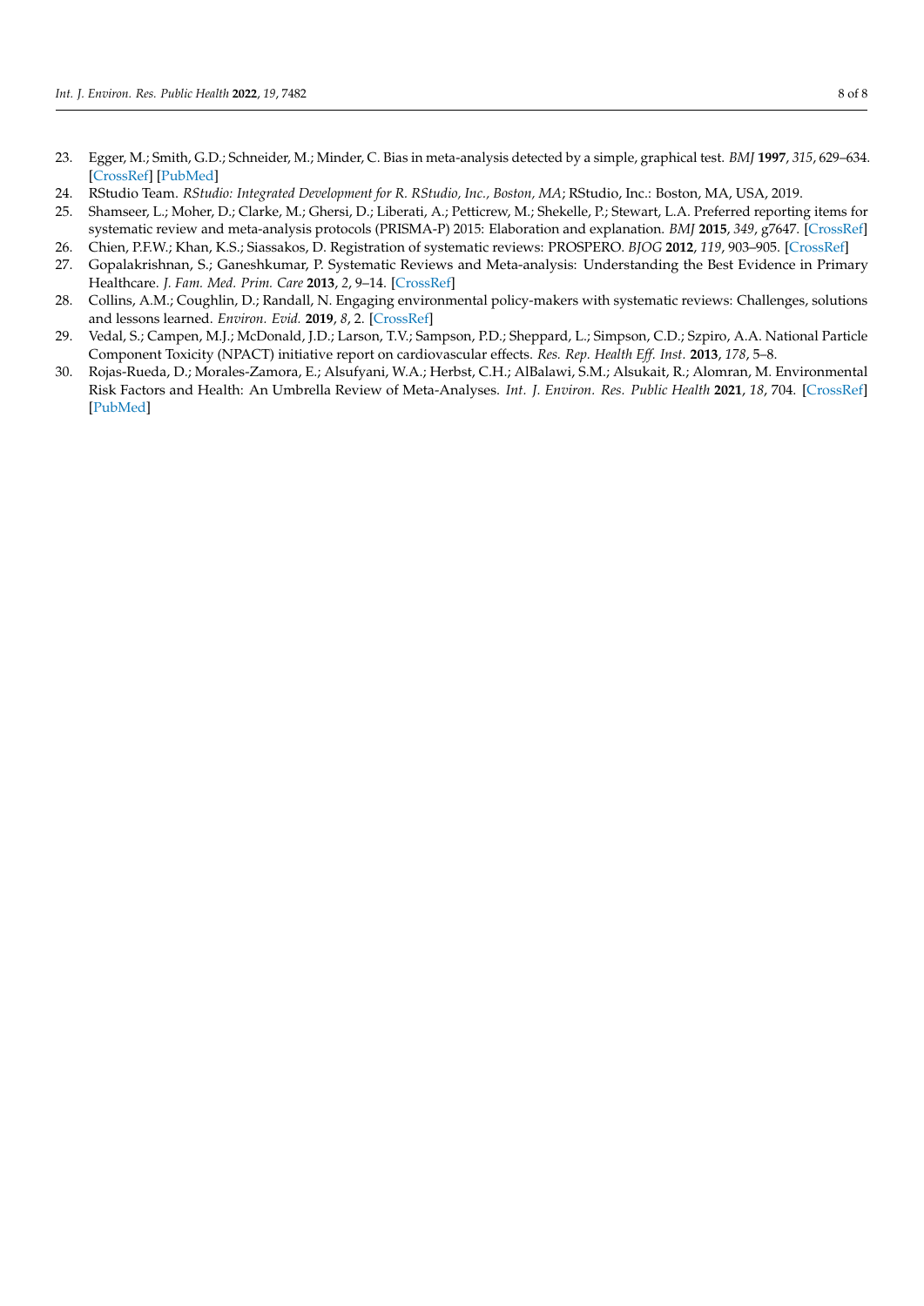23. Egger, M.; Smith, G.D.; Schneider, M.; Minder, C. Bias in meta-analysis detected by a simple, graphical test. *BMJ* **1997**, *315*, 629–634. [CrossRef] [PubMed]
24. RStudio Team. *RStudio: Integrated Development for R. RStudio, Inc., Boston, MA*; RStudio, Inc.: Boston, MA, USA, 2019.
25. Shamseer, L.; Moher, D.; Clarke, M.; Ghersi, D.; Liberati, A.; Petticrew, M.; Shekelle, P.; Stewart, L.A. Preferred reporting items for systematic review and meta-analysis protocols (PRISMA-P) 2015: Elaboration and explanation. *BMJ* **2015**, *349*, g7647. [CrossRef]
26. Chien, P.F.W.; Khan, K.S.; Siassakos, D. Registration of systematic reviews: PROSPERO. *BJOG* **2012**, *119*, 903–905. [CrossRef]
27. Gopalakrishnan, S.; Ganeshkumar, P. Systematic Reviews and Meta-analysis: Understanding the Best Evidence in Primary Healthcare. *J. Fam. Med. Prim. Care* **2013**, *2*, 9–14. [CrossRef]
28. Collins, A.M.; Coughlin, D.; Randall, N. Engaging environmental policy-makers with systematic reviews: Challenges, solutions and lessons learned. *Environ. Evid.* **2019**, *8*, 2. [CrossRef]
29. Vedal, S.; Campen, M.J.; McDonald, J.D.; Larson, T.V.; Sampson, P.D.; Sheppard, L.; Simpson, C.D.; Szpiro, A.A. National Particle Component Toxicity (NPACT) initiative report on cardiovascular effects. *Res. Rep. Health Eff. Inst.* **2013**, *178*, 5–8.
30. Rojas-Rueda, D.; Morales-Zamora, E.; Alsufyani, W.A.; Herbst, C.H.; AlBalawi, S.M.; Alsukait, R.; Alomran, M. Environmental Risk Factors and Health: An Umbrella Review of Meta-Analyses. *Int. J. Environ. Res. Public Health* **2021**, *18*, 704. [CrossRef] [PubMed]